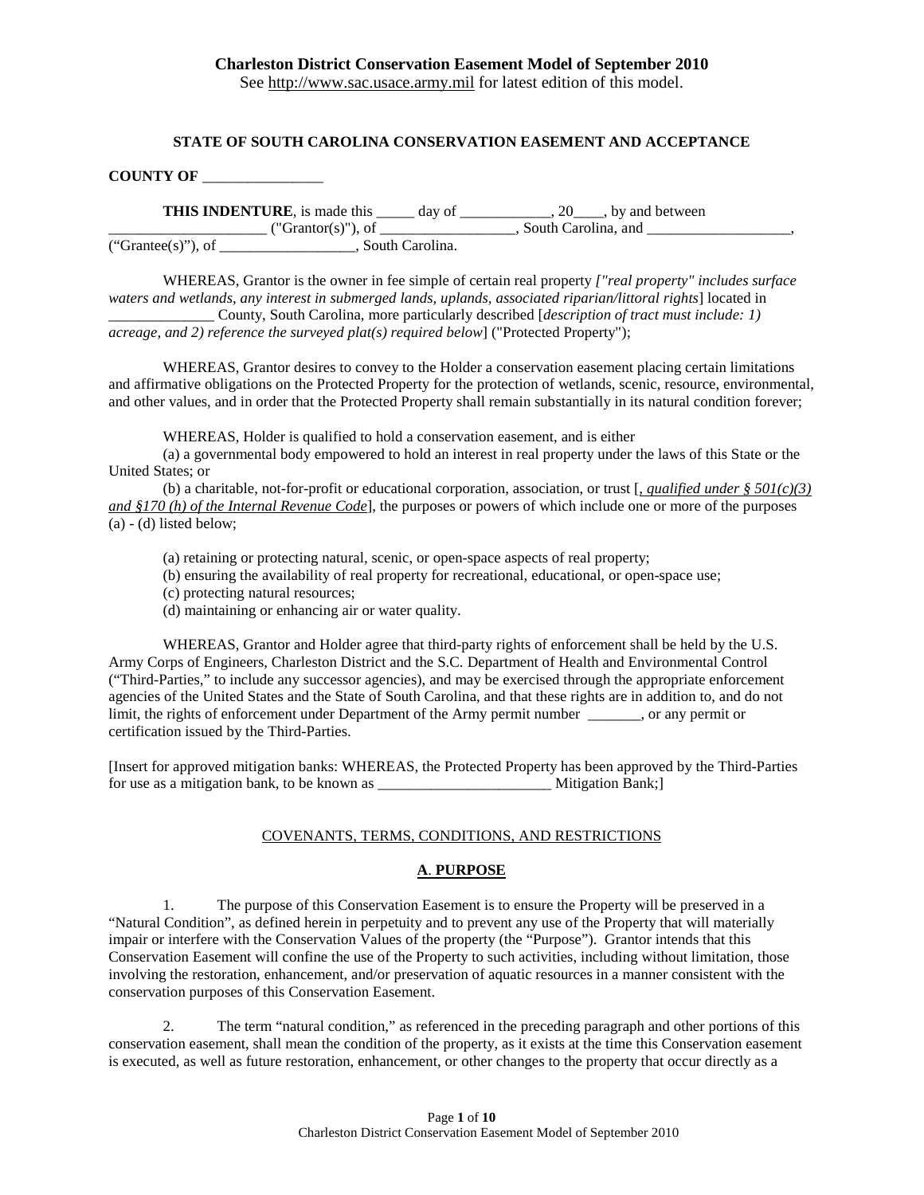**Charleston District Conservation Easement Model of September 2010**
See http://www.sac.usace.army.mil for latest edition of this model.

**STATE OF SOUTH CAROLINA CONSERVATION EASEMENT AND ACCEPTANCE**

**COUNTY OF** ________________

**THIS INDENTURE**, is made this _____ day of ____________, 20____, by and between _____________________ ("Grantor(s)"), of __________________, South Carolina, and ___________________, ("Grantee(s)"), of __________________, South Carolina.

WHEREAS, Grantor is the owner in fee simple of certain real property *["real property" includes surface waters and wetlands, any interest in submerged lands, uplands, associated riparian/littoral rights*] located in ______________ County, South Carolina, more particularly described [*description of tract must include: 1) acreage, and 2) reference the surveyed plat(s) required below*] ("Protected Property");

WHEREAS, Grantor desires to convey to the Holder a conservation easement placing certain limitations and affirmative obligations on the Protected Property for the protection of wetlands, scenic, resource, environmental, and other values, and in order that the Protected Property shall remain substantially in its natural condition forever;

WHEREAS, Holder is qualified to hold a conservation easement, and is either

(a) a governmental body empowered to hold an interest in real property under the laws of this State or the United States; or

(b) a charitable, not-for-profit or educational corporation, association, or trust [*, qualified under § 501(c)(3) and §170 (h) of the Internal Revenue Code*], the purposes or powers of which include one or more of the purposes (a) - (d) listed below;

(a) retaining or protecting natural, scenic, or open-space aspects of real property;
(b) ensuring the availability of real property for recreational, educational, or open-space use;
(c) protecting natural resources;
(d) maintaining or enhancing air or water quality.

WHEREAS, Grantor and Holder agree that third-party rights of enforcement shall be held by the U.S. Army Corps of Engineers, Charleston District and the S.C. Department of Health and Environmental Control ("Third-Parties," to include any successor agencies), and may be exercised through the appropriate enforcement agencies of the United States and the State of South Carolina, and that these rights are in addition to, and do not limit, the rights of enforcement under Department of the Army permit number _______, or any permit or certification issued by the Third-Parties.

[Insert for approved mitigation banks: WHEREAS, the Protected Property has been approved by the Third-Parties for use as a mitigation bank, to be known as _______________________ Mitigation Bank;]

COVENANTS, TERMS, CONDITIONS, AND RESTRICTIONS

## **A. PURPOSE**

1. The purpose of this Conservation Easement is to ensure the Property will be preserved in a "Natural Condition", as defined herein in perpetuity and to prevent any use of the Property that will materially impair or interfere with the Conservation Values of the property (the "Purpose"). Grantor intends that this Conservation Easement will confine the use of the Property to such activities, including without limitation, those involving the restoration, enhancement, and/or preservation of aquatic resources in a manner consistent with the conservation purposes of this Conservation Easement.

2. The term "natural condition," as referenced in the preceding paragraph and other portions of this conservation easement, shall mean the condition of the property, as it exists at the time this Conservation easement is executed, as well as future restoration, enhancement, or other changes to the property that occur directly as a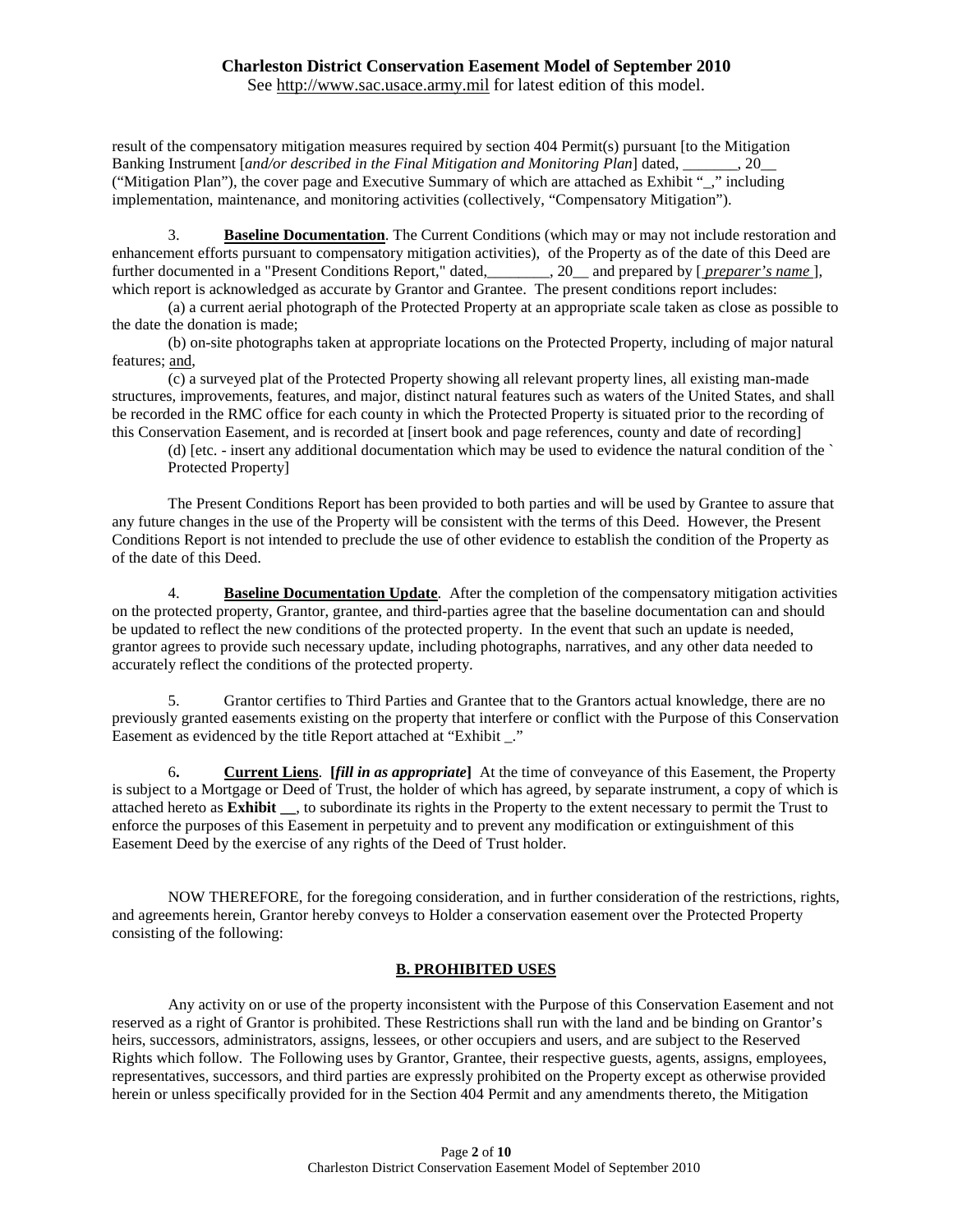result of the compensatory mitigation measures required by section 404 Permit(s) pursuant [to the Mitigation Banking Instrument [*and/or described in the Final Mitigation and Monitoring Plan*] dated, _______, 20__ ("Mitigation Plan"), the cover page and Executive Summary of which are attached as Exhibit "_," including implementation, maintenance, and monitoring activities (collectively, "Compensatory Mitigation").

3. **Baseline Documentation**. The Current Conditions (which may or may not include restoration and enhancement efforts pursuant to compensatory mitigation activities), of the Property as of the date of this Deed are further documented in a "Present Conditions Report," dated,________, 20__ and prepared by [ *preparer's name* ], which report is acknowledged as accurate by Grantor and Grantee. The present conditions report includes:

(a) a current aerial photograph of the Protected Property at an appropriate scale taken as close as possible to the date the donation is made;

(b) on-site photographs taken at appropriate locations on the Protected Property, including of major natural features; and,

(c) a surveyed plat of the Protected Property showing all relevant property lines, all existing man-made structures, improvements, features, and major, distinct natural features such as waters of the United States, and shall be recorded in the RMC office for each county in which the Protected Property is situated prior to the recording of this Conservation Easement, and is recorded at [insert book and page references, county and date of recording]

(d) [etc. - insert any additional documentation which may be used to evidence the natural condition of the ` Protected Property]

The Present Conditions Report has been provided to both parties and will be used by Grantee to assure that any future changes in the use of the Property will be consistent with the terms of this Deed. However, the Present Conditions Report is not intended to preclude the use of other evidence to establish the condition of the Property as of the date of this Deed.

4. **Baseline Documentation Update**. After the completion of the compensatory mitigation activities on the protected property, Grantor, grantee, and third-parties agree that the baseline documentation can and should be updated to reflect the new conditions of the protected property. In the event that such an update is needed, grantor agrees to provide such necessary update, including photographs, narratives, and any other data needed to accurately reflect the conditions of the protected property.

5. Grantor certifies to Third Parties and Grantee that to the Grantors actual knowledge, there are no previously granted easements existing on the property that interfere or conflict with the Purpose of this Conservation Easement as evidenced by the title Report attached at "Exhibit _."

6**.** **Current Liens**. **[*fill in as appropriate*]** At the time of conveyance of this Easement, the Property is subject to a Mortgage or Deed of Trust, the holder of which has agreed, by separate instrument, a copy of which is attached hereto as **Exhibit __**, to subordinate its rights in the Property to the extent necessary to permit the Trust to enforce the purposes of this Easement in perpetuity and to prevent any modification or extinguishment of this Easement Deed by the exercise of any rights of the Deed of Trust holder.

NOW THEREFORE, for the foregoing consideration, and in further consideration of the restrictions, rights, and agreements herein, Grantor hereby conveys to Holder a conservation easement over the Protected Property consisting of the following:

## B. PROHIBITED USES

Any activity on or use of the property inconsistent with the Purpose of this Conservation Easement and not reserved as a right of Grantor is prohibited. These Restrictions shall run with the land and be binding on Grantor's heirs, successors, administrators, assigns, lessees, or other occupiers and users, and are subject to the Reserved Rights which follow. The Following uses by Grantor, Grantee, their respective guests, agents, assigns, employees, representatives, successors, and third parties are expressly prohibited on the Property except as otherwise provided herein or unless specifically provided for in the Section 404 Permit and any amendments thereto, the Mitigation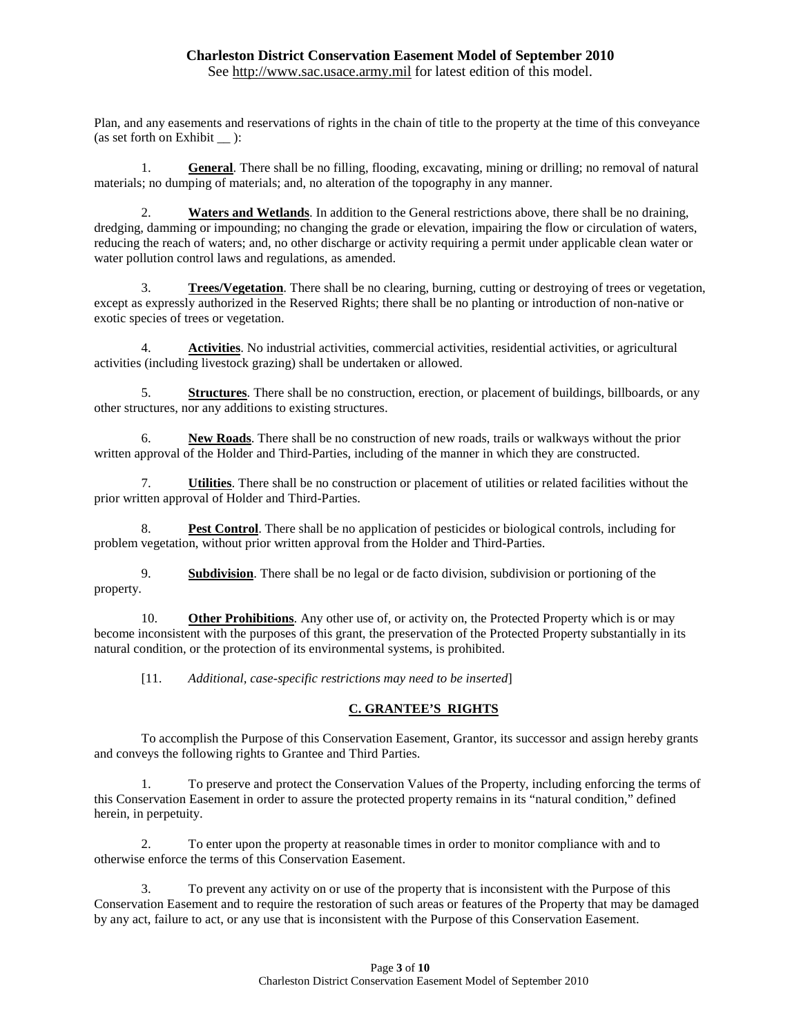Plan, and any easements and reservations of rights in the chain of title to the property at the time of this conveyance (as set forth on Exhibit __ ):

1. **General**. There shall be no filling, flooding, excavating, mining or drilling; no removal of natural materials; no dumping of materials; and, no alteration of the topography in any manner.

2. **Waters and Wetlands**. In addition to the General restrictions above, there shall be no draining, dredging, damming or impounding; no changing the grade or elevation, impairing the flow or circulation of waters, reducing the reach of waters; and, no other discharge or activity requiring a permit under applicable clean water or water pollution control laws and regulations, as amended.

3. **Trees/Vegetation**. There shall be no clearing, burning, cutting or destroying of trees or vegetation, except as expressly authorized in the Reserved Rights; there shall be no planting or introduction of non-native or exotic species of trees or vegetation.

4. **Activities**. No industrial activities, commercial activities, residential activities, or agricultural activities (including livestock grazing) shall be undertaken or allowed.

5. **Structures**. There shall be no construction, erection, or placement of buildings, billboards, or any other structures, nor any additions to existing structures.

6. **New Roads**. There shall be no construction of new roads, trails or walkways without the prior written approval of the Holder and Third-Parties, including of the manner in which they are constructed.

7. **Utilities**. There shall be no construction or placement of utilities or related facilities without the prior written approval of Holder and Third-Parties.

8. **Pest Control**. There shall be no application of pesticides or biological controls, including for problem vegetation, without prior written approval from the Holder and Third-Parties.

9. **Subdivision**. There shall be no legal or de facto division, subdivision or portioning of the property.

10. **Other Prohibitions**. Any other use of, or activity on, the Protected Property which is or may become inconsistent with the purposes of this grant, the preservation of the Protected Property substantially in its natural condition, or the protection of its environmental systems, is prohibited.

[11. *Additional, case-specific restrictions may need to be inserted*]

## C. GRANTEE'S RIGHTS

To accomplish the Purpose of this Conservation Easement, Grantor, its successor and assign hereby grants and conveys the following rights to Grantee and Third Parties.

1. To preserve and protect the Conservation Values of the Property, including enforcing the terms of this Conservation Easement in order to assure the protected property remains in its "natural condition," defined herein, in perpetuity.

2. To enter upon the property at reasonable times in order to monitor compliance with and to otherwise enforce the terms of this Conservation Easement.

3. To prevent any activity on or use of the property that is inconsistent with the Purpose of this Conservation Easement and to require the restoration of such areas or features of the Property that may be damaged by any act, failure to act, or any use that is inconsistent with the Purpose of this Conservation Easement.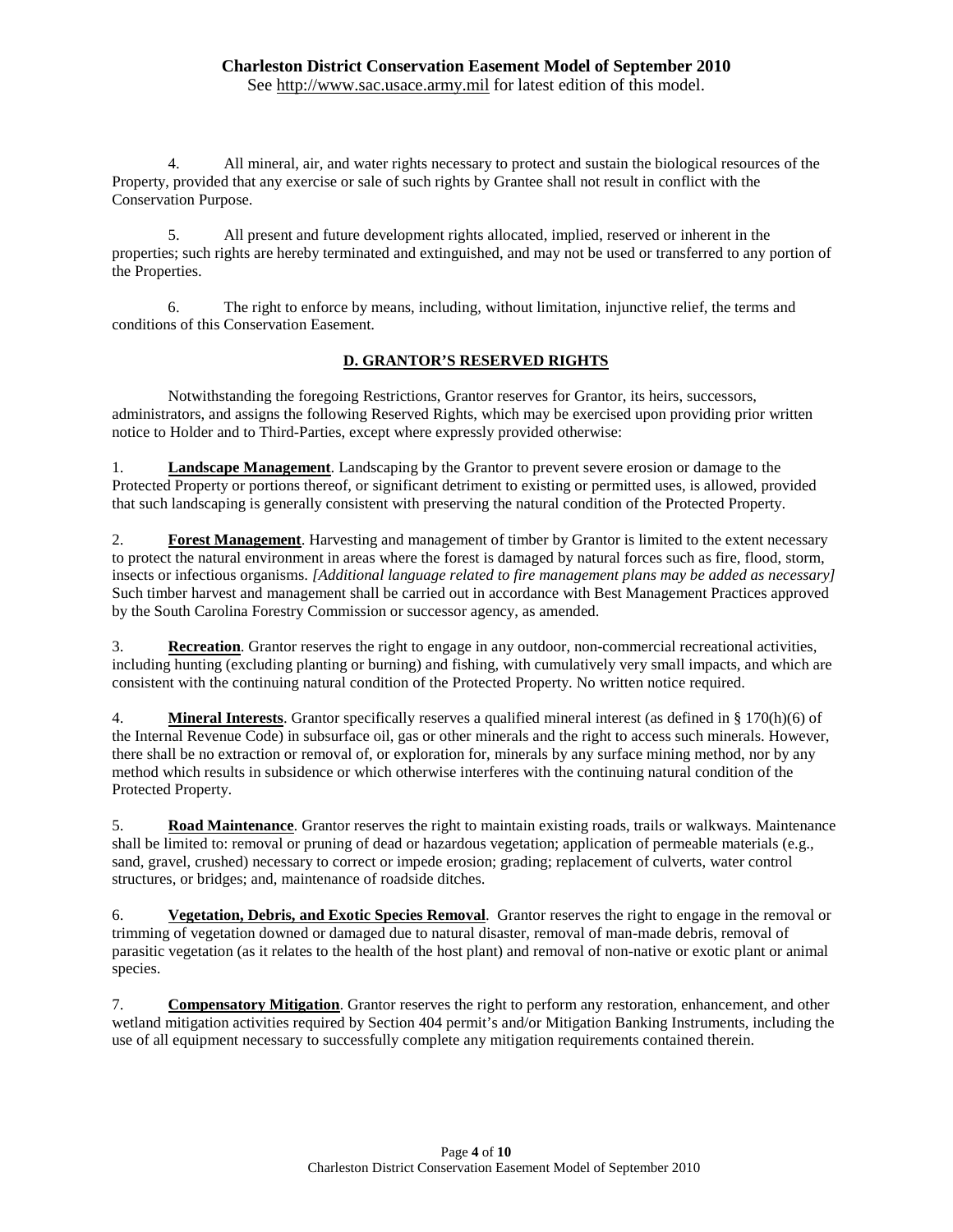4. All mineral, air, and water rights necessary to protect and sustain the biological resources of the Property, provided that any exercise or sale of such rights by Grantee shall not result in conflict with the Conservation Purpose.

5. All present and future development rights allocated, implied, reserved or inherent in the properties; such rights are hereby terminated and extinguished, and may not be used or transferred to any portion of the Properties.

6. The right to enforce by means, including, without limitation, injunctive relief, the terms and conditions of this Conservation Easement.

## D. GRANTOR'S RESERVED RIGHTS

Notwithstanding the foregoing Restrictions, Grantor reserves for Grantor, its heirs, successors, administrators, and assigns the following Reserved Rights, which may be exercised upon providing prior written notice to Holder and to Third-Parties, except where expressly provided otherwise:

1. **Landscape Management**. Landscaping by the Grantor to prevent severe erosion or damage to the Protected Property or portions thereof, or significant detriment to existing or permitted uses, is allowed, provided that such landscaping is generally consistent with preserving the natural condition of the Protected Property.

2. **Forest Management**. Harvesting and management of timber by Grantor is limited to the extent necessary to protect the natural environment in areas where the forest is damaged by natural forces such as fire, flood, storm, insects or infectious organisms. *[Additional language related to fire management plans may be added as necessary]* Such timber harvest and management shall be carried out in accordance with Best Management Practices approved by the South Carolina Forestry Commission or successor agency, as amended.

3. **Recreation**. Grantor reserves the right to engage in any outdoor, non-commercial recreational activities, including hunting (excluding planting or burning) and fishing, with cumulatively very small impacts, and which are consistent with the continuing natural condition of the Protected Property. No written notice required.

4. **Mineral Interests**. Grantor specifically reserves a qualified mineral interest (as defined in § 170(h)(6) of the Internal Revenue Code) in subsurface oil, gas or other minerals and the right to access such minerals. However, there shall be no extraction or removal of, or exploration for, minerals by any surface mining method, nor by any method which results in subsidence or which otherwise interferes with the continuing natural condition of the Protected Property.

5. **Road Maintenance**. Grantor reserves the right to maintain existing roads, trails or walkways. Maintenance shall be limited to: removal or pruning of dead or hazardous vegetation; application of permeable materials (e.g., sand, gravel, crushed) necessary to correct or impede erosion; grading; replacement of culverts, water control structures, or bridges; and, maintenance of roadside ditches.

6. **Vegetation, Debris, and Exotic Species Removal**. Grantor reserves the right to engage in the removal or trimming of vegetation downed or damaged due to natural disaster, removal of man-made debris, removal of parasitic vegetation (as it relates to the health of the host plant) and removal of non-native or exotic plant or animal species.

7. **Compensatory Mitigation**. Grantor reserves the right to perform any restoration, enhancement, and other wetland mitigation activities required by Section 404 permit's and/or Mitigation Banking Instruments, including the use of all equipment necessary to successfully complete any mitigation requirements contained therein.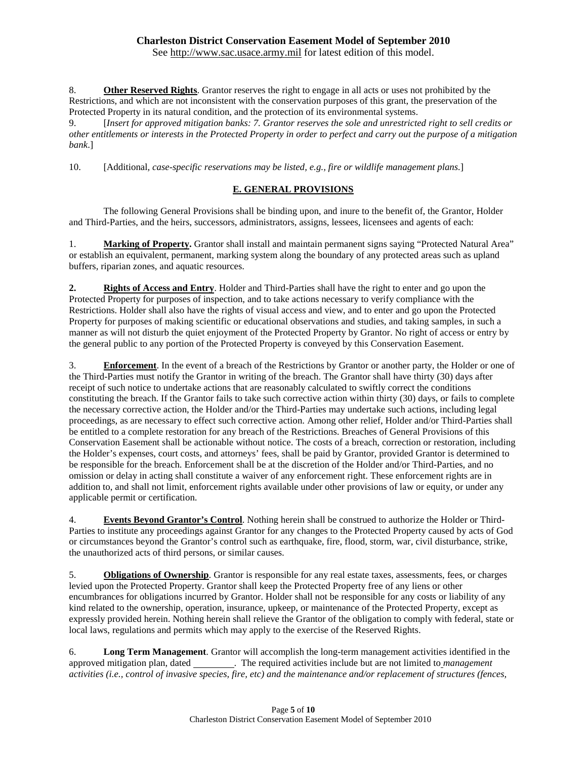8. **Other Reserved Rights**. Grantor reserves the right to engage in all acts or uses not prohibited by the Restrictions, and which are not inconsistent with the conservation purposes of this grant, the preservation of the Protected Property in its natural condition, and the protection of its environmental systems.

9. [*Insert for approved mitigation banks: 7. Grantor reserves the sole and unrestricted right to sell credits or other entitlements or interests in the Protected Property in order to perfect and carry out the purpose of a mitigation bank*.]

10. [Additional, *case-specific reservations may be listed, e.g., fire or wildlife management plans.*]

## E. GENERAL PROVISIONS

The following General Provisions shall be binding upon, and inure to the benefit of, the Grantor, Holder and Third-Parties, and the heirs, successors, administrators, assigns, lessees, licensees and agents of each:

1. **Marking of Property.** Grantor shall install and maintain permanent signs saying "Protected Natural Area" or establish an equivalent, permanent, marking system along the boundary of any protected areas such as upland buffers, riparian zones, and aquatic resources.

**2. Rights of Access and Entry**. Holder and Third-Parties shall have the right to enter and go upon the Protected Property for purposes of inspection, and to take actions necessary to verify compliance with the Restrictions. Holder shall also have the rights of visual access and view, and to enter and go upon the Protected Property for purposes of making scientific or educational observations and studies, and taking samples, in such a manner as will not disturb the quiet enjoyment of the Protected Property by Grantor. No right of access or entry by the general public to any portion of the Protected Property is conveyed by this Conservation Easement.

3. **Enforcement**. In the event of a breach of the Restrictions by Grantor or another party, the Holder or one of the Third-Parties must notify the Grantor in writing of the breach. The Grantor shall have thirty (30) days after receipt of such notice to undertake actions that are reasonably calculated to swiftly correct the conditions constituting the breach. If the Grantor fails to take such corrective action within thirty (30) days, or fails to complete the necessary corrective action, the Holder and/or the Third-Parties may undertake such actions, including legal proceedings, as are necessary to effect such corrective action. Among other relief, Holder and/or Third-Parties shall be entitled to a complete restoration for any breach of the Restrictions. Breaches of General Provisions of this Conservation Easement shall be actionable without notice. The costs of a breach, correction or restoration, including the Holder's expenses, court costs, and attorneys' fees, shall be paid by Grantor, provided Grantor is determined to be responsible for the breach. Enforcement shall be at the discretion of the Holder and/or Third-Parties, and no omission or delay in acting shall constitute a waiver of any enforcement right. These enforcement rights are in addition to, and shall not limit, enforcement rights available under other provisions of law or equity, or under any applicable permit or certification.

4. **Events Beyond Grantor's Control**. Nothing herein shall be construed to authorize the Holder or Third-Parties to institute any proceedings against Grantor for any changes to the Protected Property caused by acts of God or circumstances beyond the Grantor's control such as earthquake, fire, flood, storm, war, civil disturbance, strike, the unauthorized acts of third persons, or similar causes.

5. **Obligations of Ownership**. Grantor is responsible for any real estate taxes, assessments, fees, or charges levied upon the Protected Property. Grantor shall keep the Protected Property free of any liens or other encumbrances for obligations incurred by Grantor. Holder shall not be responsible for any costs or liability of any kind related to the ownership, operation, insurance, upkeep, or maintenance of the Protected Property, except as expressly provided herein. Nothing herein shall relieve the Grantor of the obligation to comply with federal, state or local laws, regulations and permits which may apply to the exercise of the Reserved Rights.

6. **Long Term Management**. Grantor will accomplish the long-term management activities identified in the approved mitigation plan, dated \_\_\_\_\_\_\_\_. The required activities include but are not limited to *management activities (i.e., control of invasive species, fire, etc) and the maintenance and/or replacement of structures (fences,*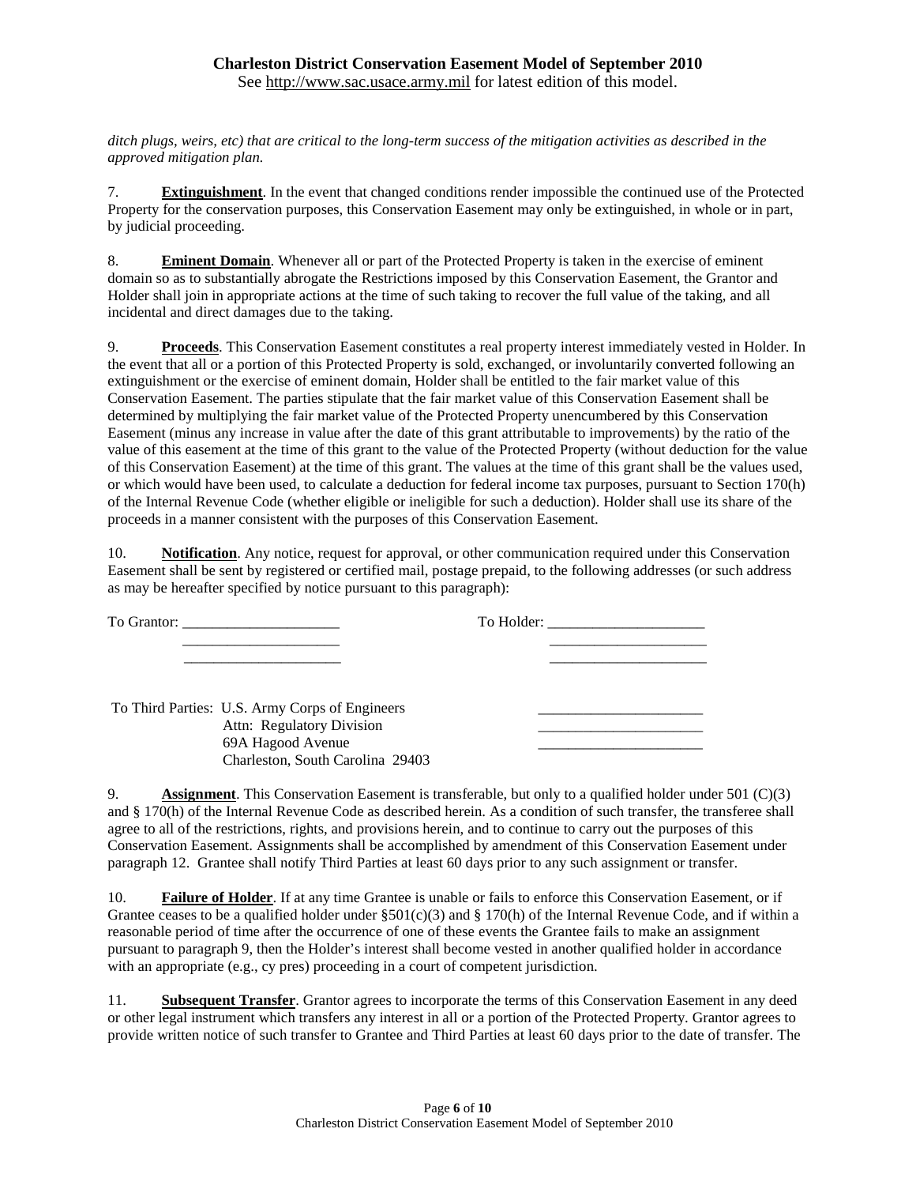*ditch plugs, weirs, etc) that are critical to the long-term success of the mitigation activities as described in the approved mitigation plan.*

7. **Extinguishment**. In the event that changed conditions render impossible the continued use of the Protected Property for the conservation purposes, this Conservation Easement may only be extinguished, in whole or in part, by judicial proceeding.

8. **Eminent Domain**. Whenever all or part of the Protected Property is taken in the exercise of eminent domain so as to substantially abrogate the Restrictions imposed by this Conservation Easement, the Grantor and Holder shall join in appropriate actions at the time of such taking to recover the full value of the taking, and all incidental and direct damages due to the taking.

9. **Proceeds**. This Conservation Easement constitutes a real property interest immediately vested in Holder. In the event that all or a portion of this Protected Property is sold, exchanged, or involuntarily converted following an extinguishment or the exercise of eminent domain, Holder shall be entitled to the fair market value of this Conservation Easement. The parties stipulate that the fair market value of this Conservation Easement shall be determined by multiplying the fair market value of the Protected Property unencumbered by this Conservation Easement (minus any increase in value after the date of this grant attributable to improvements) by the ratio of the value of this easement at the time of this grant to the value of the Protected Property (without deduction for the value of this Conservation Easement) at the time of this grant. The values at the time of this grant shall be the values used, or which would have been used, to calculate a deduction for federal income tax purposes, pursuant to Section 170(h) of the Internal Revenue Code (whether eligible or ineligible for such a deduction). Holder shall use its share of the proceeds in a manner consistent with the purposes of this Conservation Easement.

10. **Notification**. Any notice, request for approval, or other communication required under this Conservation Easement shall be sent by registered or certified mail, postage prepaid, to the following addresses (or such address as may be hereafter specified by notice pursuant to this paragraph):

To Grantor: _____________________
_____________________
_____________________

To Holder: _____________________
_____________________
_____________________

To Third Parties: U.S. Army Corps of Engineers
Attn: Regulatory Division
69A Hagood Avenue
Charleston, South Carolina 29403

_____________________
_____________________
_____________________

9. **Assignment**. This Conservation Easement is transferable, but only to a qualified holder under 501 (C)(3) and § 170(h) of the Internal Revenue Code as described herein. As a condition of such transfer, the transferee shall agree to all of the restrictions, rights, and provisions herein, and to continue to carry out the purposes of this Conservation Easement. Assignments shall be accomplished by amendment of this Conservation Easement under paragraph 12. Grantee shall notify Third Parties at least 60 days prior to any such assignment or transfer.

10. **Failure of Holder**. If at any time Grantee is unable or fails to enforce this Conservation Easement, or if Grantee ceases to be a qualified holder under §501(c)(3) and § 170(h) of the Internal Revenue Code, and if within a reasonable period of time after the occurrence of one of these events the Grantee fails to make an assignment pursuant to paragraph 9, then the Holder's interest shall become vested in another qualified holder in accordance with an appropriate (e.g., cy pres) proceeding in a court of competent jurisdiction.

11. **Subsequent Transfer**. Grantor agrees to incorporate the terms of this Conservation Easement in any deed or other legal instrument which transfers any interest in all or a portion of the Protected Property. Grantor agrees to provide written notice of such transfer to Grantee and Third Parties at least 60 days prior to the date of transfer. The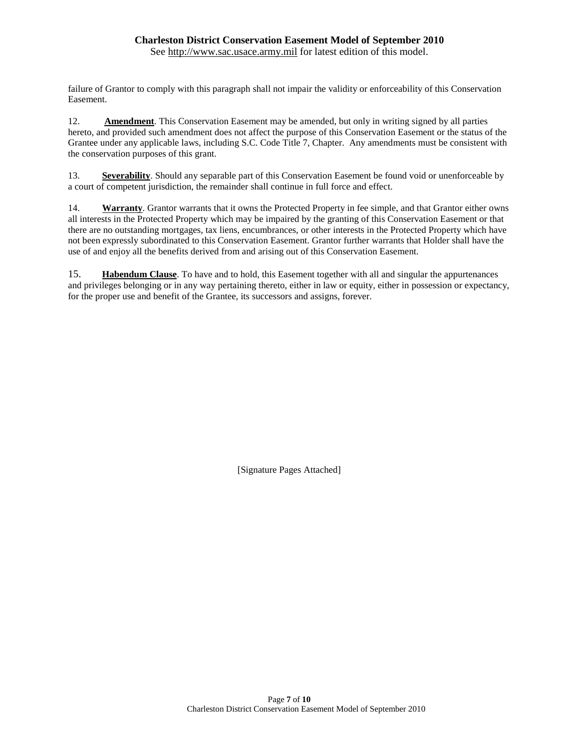failure of Grantor to comply with this paragraph shall not impair the validity or enforceability of this Conservation Easement.

12. **Amendment**. This Conservation Easement may be amended, but only in writing signed by all parties hereto, and provided such amendment does not affect the purpose of this Conservation Easement or the status of the Grantee under any applicable laws, including S.C. Code Title 7, Chapter. Any amendments must be consistent with the conservation purposes of this grant.

13. **Severability**. Should any separable part of this Conservation Easement be found void or unenforceable by a court of competent jurisdiction, the remainder shall continue in full force and effect.

14. **Warranty**. Grantor warrants that it owns the Protected Property in fee simple, and that Grantor either owns all interests in the Protected Property which may be impaired by the granting of this Conservation Easement or that there are no outstanding mortgages, tax liens, encumbrances, or other interests in the Protected Property which have not been expressly subordinated to this Conservation Easement. Grantor further warrants that Holder shall have the use of and enjoy all the benefits derived from and arising out of this Conservation Easement.

15. **Habendum Clause**. To have and to hold, this Easement together with all and singular the appurtenances and privileges belonging or in any way pertaining thereto, either in law or equity, either in possession or expectancy, for the proper use and benefit of the Grantee, its successors and assigns, forever.

[Signature Pages Attached]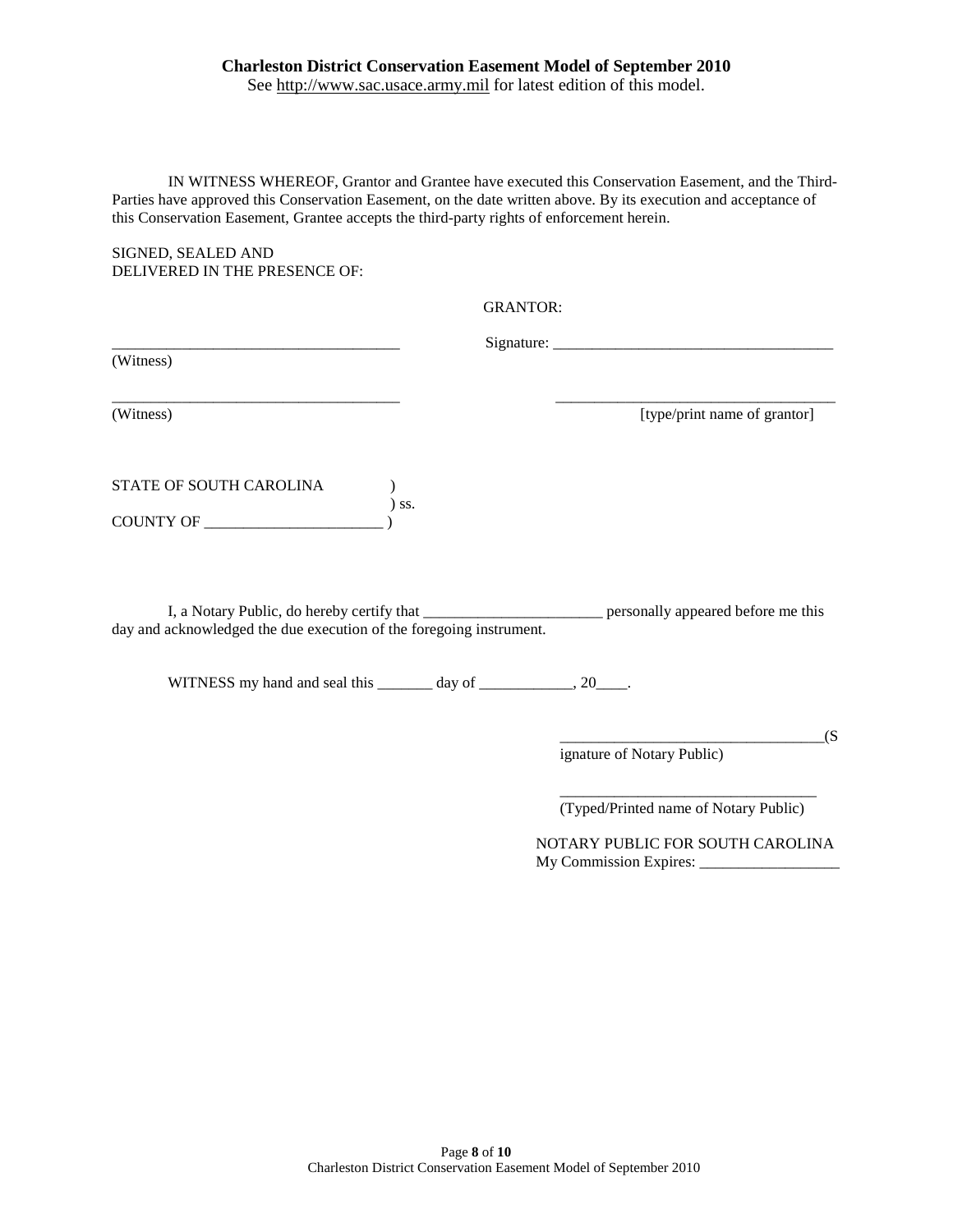IN WITNESS WHEREOF, Grantor and Grantee have executed this Conservation Easement, and the Third-Parties have approved this Conservation Easement, on the date written above. By its execution and acceptance of this Conservation Easement, Grantee accepts the third-party rights of enforcement herein.

SIGNED, SEALED AND
DELIVERED IN THE PRESENCE OF:

GRANTOR:

_____________________________________ (Witness)

Signature: _____________________________________

_____________________________________ (Witness)

_____________________________________ [type/print name of grantor]

STATE OF SOUTH CAROLINA )
) ss.
COUNTY OF _______________________ )

I, a Notary Public, do hereby certify that _______________________ personally appeared before me this day and acknowledged the due execution of the foregoing instrument.

WITNESS my hand and seal this _______ day of ____________, 20____.

__________________________________(Signature of Notary Public)

__________________________________
(Typed/Printed name of Notary Public)

NOTARY PUBLIC FOR SOUTH CAROLINA
My Commission Expires: __________________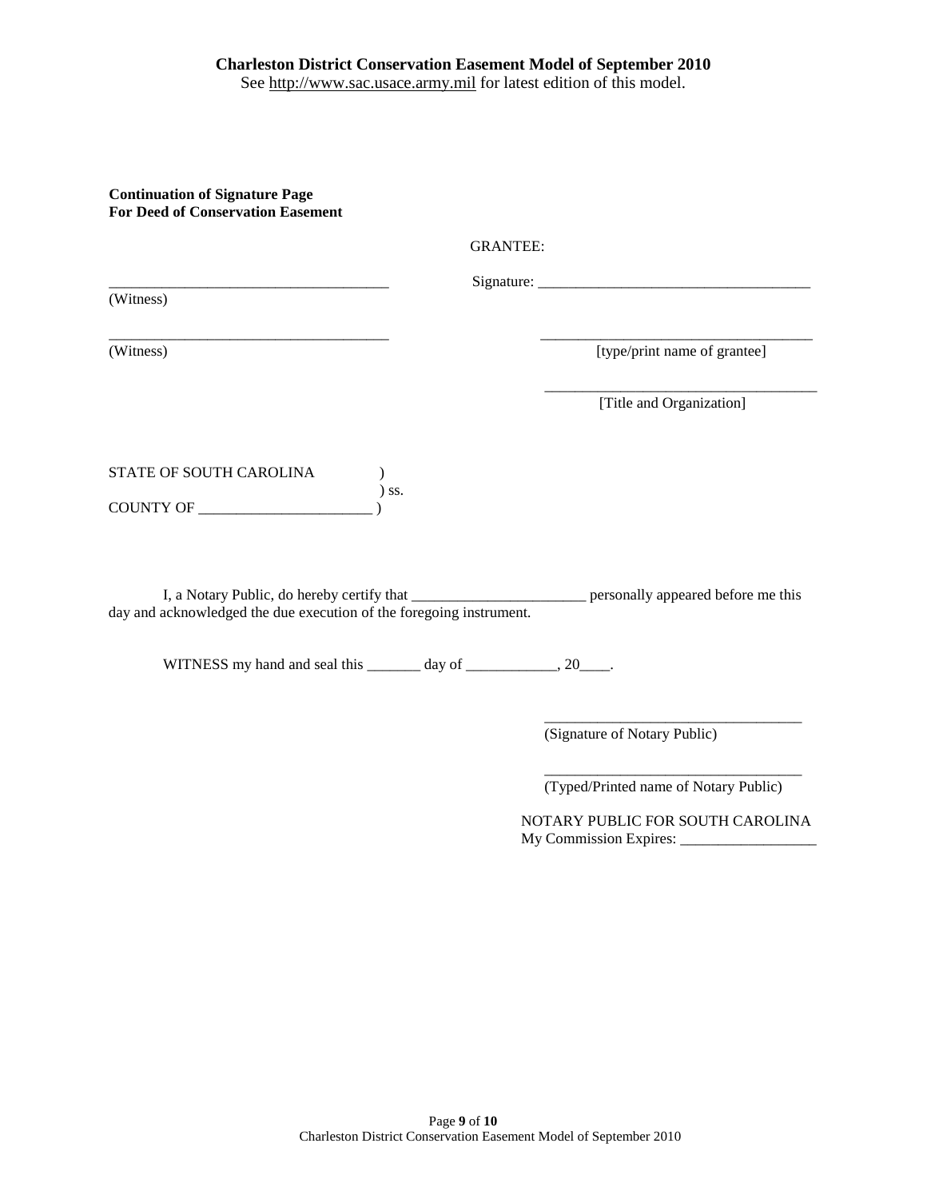**Continuation of Signature Page**
**For Deed of Conservation Easement**

GRANTEE:

_____________________________________ Signature: ____________________________________
(Witness)

_____________________________________ ____________________________________
(Witness) [type/print name of grantee]

____________________________________
[Title and Organization]

STATE OF SOUTH CAROLINA )
) ss.
COUNTY OF _______________________ )

I, a Notary Public, do hereby certify that _______________________ personally appeared before me this day and acknowledged the due execution of the foregoing instrument.

WITNESS my hand and seal this _______ day of ____________, 20____.

__________________________________
(Signature of Notary Public)

__________________________________
(Typed/Printed name of Notary Public)

NOTARY PUBLIC FOR SOUTH CAROLINA
My Commission Expires: __________________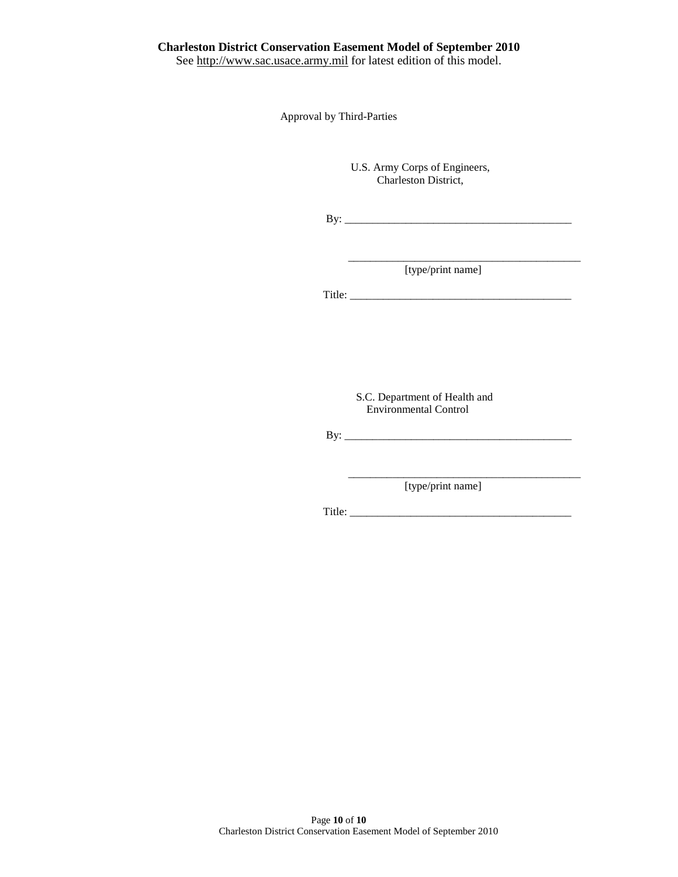Approval by Third-Parties

U.S. Army Corps of Engineers,
Charleston District,

By: ________________________________________

________________________________________
[type/print name]

Title: ______________________________________

S.C. Department of Health and
Environmental Control

By: ________________________________________

________________________________________
[type/print name]

Title: ______________________________________